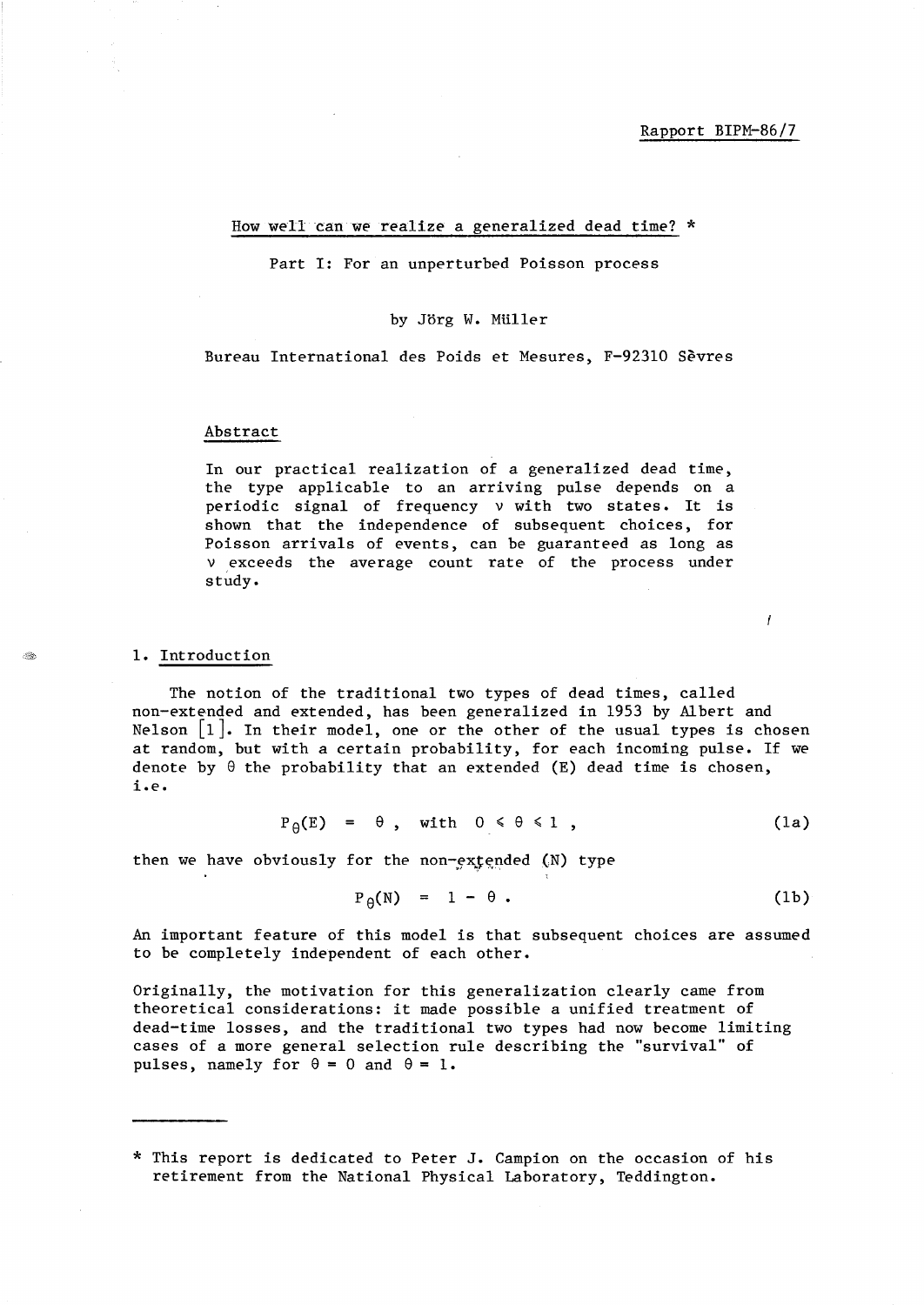Rapport BIPM-86/7

# How well can we realize a generalized dead time? *

Part I: For an unperturbed Poisson process

by Jörg W. Müller

Bureau International des Poids et Mesures, F-92310 Sèvres

## Abstract

In our practical realization of a generalized dead time, the type applicable to an arriving pulse depends on a periodic signal of frequency $\nu$ with two states. It is shown that the independence of subsequent choices, for Poisson arrivals of events, can be guaranteed as long as $\nu$ exceeds the average count rate of the process under study.

## 1. Introduction

The notion of the traditional two types of dead times, called non-extended and extended, has been generalized in 1953 by Albert and Nelson [1]. In their model, one or the other of the usual types is chosen at random, but with a certain probability, for each incoming pulse. If we denote by $\theta$ the probability that an extended (E) dead time is chosen, i.e.

$$P_\theta(E) = \theta , \quad \text{with} \quad 0 \leqslant \theta \leqslant 1 , \tag{1a}$$

then we have obviously for the non-extended (N) type

$$P_\theta(N) = 1 - \theta . \tag{1b}$$

An important feature of this model is that subsequent choices are assumed to be completely independent of each other.

Originally, the motivation for this generalization clearly came from theoretical considerations: it made possible a unified treatment of dead-time losses, and the traditional two types had now become limiting cases of a more general selection rule describing the "survival" of pulses, namely for $\theta = 0$ and $\theta = 1$.

---

\* This report is dedicated to Peter J. Campion on the occasion of his retirement from the National Physical Laboratory, Teddington.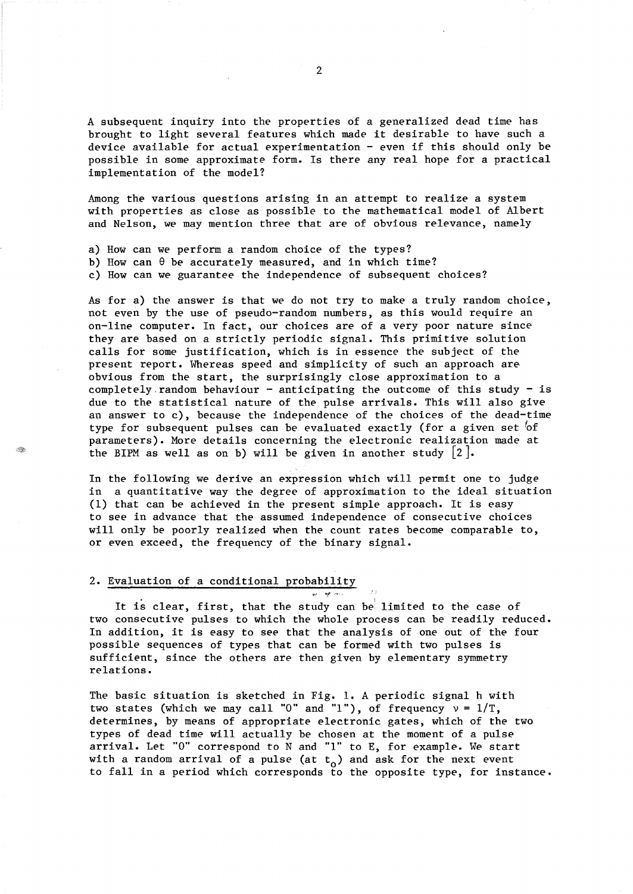A subsequent inquiry into the properties of a generalized dead time has brought to light several features which made it desirable to have such a device available for actual experimentation - even if this should only be possible in some approximate form. Is there any real hope for a practical implementation of the model?

Among the various questions arising in an attempt to realize a system with properties as close as possible to the mathematical model of Albert and Nelson, we may mention three that are of obvious relevance, namely

a) How can we perform a random choice of the types?
b) How can $\theta$ be accurately measured, and in which time?
c) How can we guarantee the independence of subsequent choices?

As for a) the answer is that we do not try to make a truly random choice, not even by the use of pseudo-random numbers, as this would require an on-line computer. In fact, our choices are of a very poor nature since they are based on a strictly periodic signal. This primitive solution calls for some justification, which is in essence the subject of the present report. Whereas speed and simplicity of such an approach are obvious from the start, the surprisingly close approximation to a completely random behaviour - anticipating the outcome of this study - is due to the statistical nature of the pulse arrivals. This will also give an answer to c), because the independence of the choices of the dead-time type for subsequent pulses can be evaluated exactly (for a given set of parameters). More details concerning the electronic realization made at the BIPM as well as on b) will be given in another study [2].

In the following we derive an expression which will permit one to judge in a quantitative way the degree of approximation to the ideal situation (1) that can be achieved in the present simple approach. It is easy to see in advance that the assumed independence of consecutive choices will only be poorly realized when the count rates become comparable to, or even exceed, the frequency of the binary signal.

## 2. Evaluation of a conditional probability

It is clear, first, that the study can be limited to the case of two consecutive pulses to which the whole process can be readily reduced. In addition, it is easy to see that the analysis of one out of the four possible sequences of types that can be formed with two pulses is sufficient, since the others are then given by elementary symmetry relations.

The basic situation is sketched in Fig. 1. A periodic signal h with two states (which we may call "0" and "1"), of frequency $\nu = 1/T$, determines, by means of appropriate electronic gates, which of the two types of dead time will actually be chosen at the moment of a pulse arrival. Let "0" correspond to N and "1" to E, for example. We start with a random arrival of a pulse (at $t_0$) and ask for the next event to fall in a period which corresponds to the opposite type, for instance.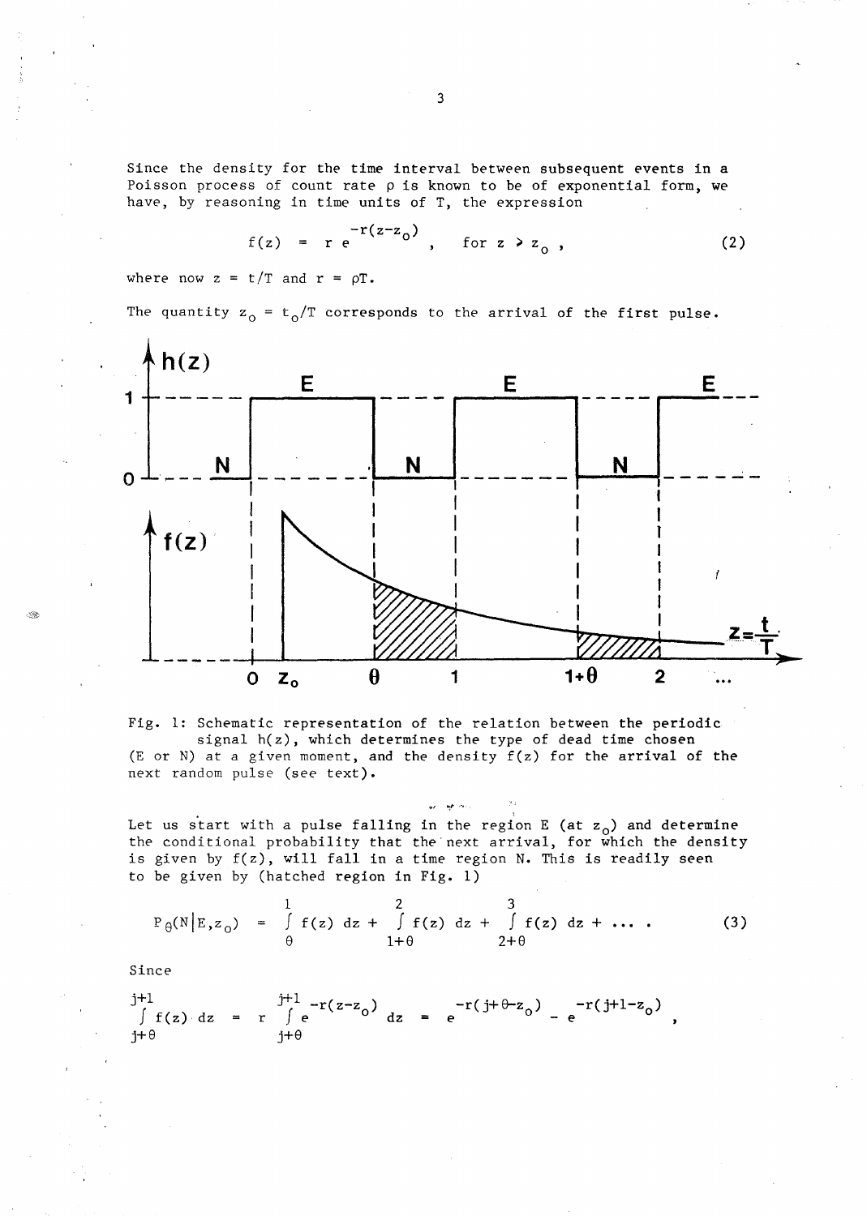Since the density for the time interval between subsequent events in a Poisson process of count rate $\rho$ is known to be of exponential form, we have, by reasoning in time units of T, the expression

$$f(z) = r\, e^{-r(z-z_o)}, \quad \text{for } z > z_o, \tag{2}$$

where now $z = t/T$ and $r = \rho T$.

The quantity $z_o = t_o/T$ corresponds to the arrival of the first pulse.

Fig. 1: Schematic representation of the relation between the periodic signal $h(z)$, which determines the type of dead time chosen (E or N) at a given moment, and the density $f(z)$ for the arrival of the next random pulse (see text).

Let us start with a pulse falling in the region E (at $z_o$) and determine the conditional probability that the next arrival, for which the density is given by $f(z)$, will fall in a time region N. This is readily seen to be given by (hatched region in Fig. 1)

$$P_\theta(N|E,z_o) = \int_\theta^1 f(z)\,dz + \int_{1+\theta}^2 f(z)\,dz + \int_{2+\theta}^3 f(z)\,dz + \ldots . \tag{3}$$

Since

$$\int_{j+\theta}^{j+1} f(z)\,dz = r \int_{j+\theta}^{j+1} e^{-r(z-z_o)}\,dz = e^{-r(j+\theta-z_o)} - e^{-r(j+1-z_o)},$$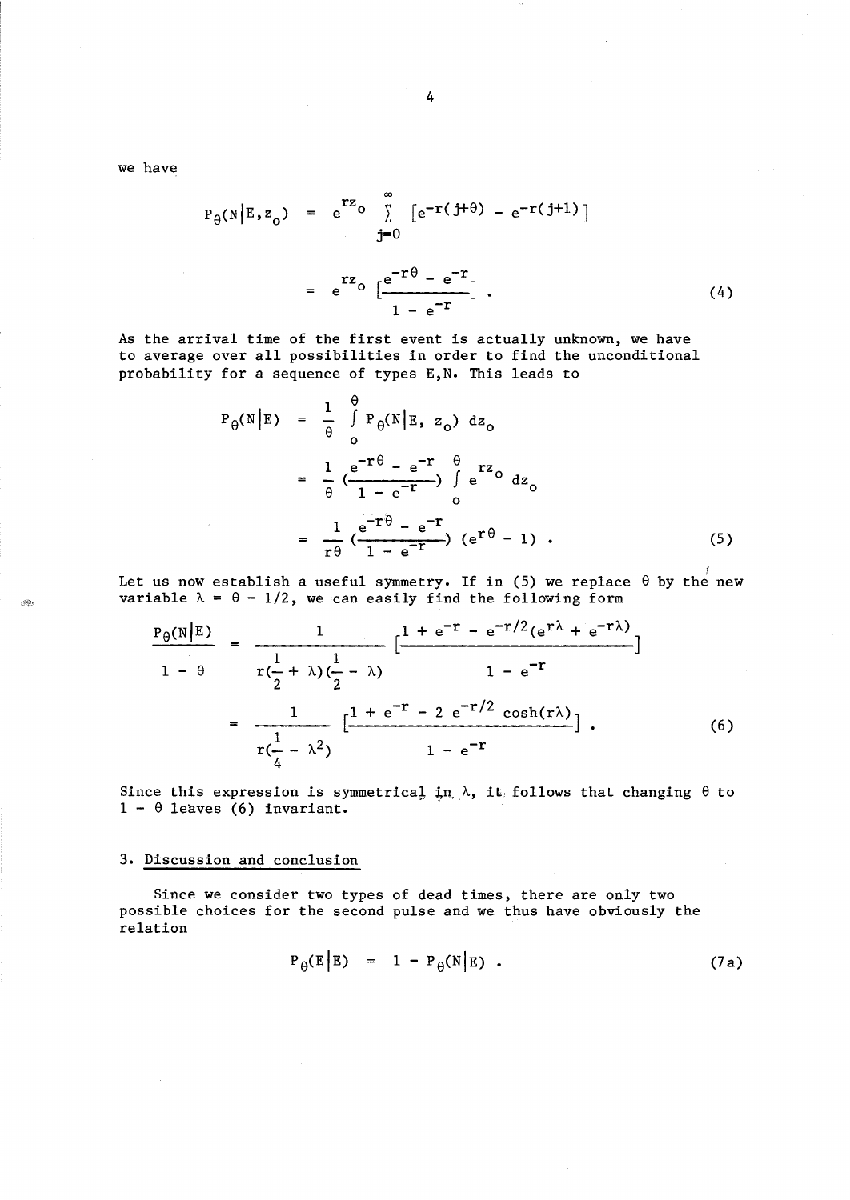we have

$$P_\theta(N|E,z_o) = e^{rz_o} \sum_{j=0}^{\infty} \left[e^{-r(j+\theta)} - e^{-r(j+1)}\right]$$

$$= e^{rz_o} \left[\frac{e^{-r\theta} - e^{-r}}{1 - e^{-r}}\right] . \tag{4}$$

As the arrival time of the first event is actually unknown, we have to average over all possibilities in order to find the unconditional probability for a sequence of types E,N. This leads to

$$P_\theta(N|E) = \frac{1}{\theta} \int_o^\theta P_\theta(N|E,\, z_o)\, dz_o$$

$$= \frac{1}{\theta} \left(\frac{e^{-r\theta} - e^{-r}}{1 - e^{-r}}\right) \int_o^\theta e^{rz_o}\, dz_o$$

$$= \frac{1}{r\theta} \left(\frac{e^{-r\theta} - e^{-r}}{1 - e^{-r}}\right) (e^{r\theta} - 1) . \tag{5}$$

Let us now establish a useful symmetry. If in (5) we replace $\theta$ by the new variable $\lambda = \theta - 1/2$, we can easily find the following form

$$\frac{P_\theta(N|E)}{1 - \theta} = \frac{1}{r(\frac{1}{2} + \lambda)(\frac{1}{2} - \lambda)} \left[\frac{1 + e^{-r} - e^{-r/2}(e^{r\lambda} + e^{-r\lambda})}{1 - e^{-r}}\right]$$

$$= \frac{1}{r(\frac{1}{4} - \lambda^2)} \left[\frac{1 + e^{-r} - 2\, e^{-r/2} \cosh(r\lambda)}{1 - e^{-r}}\right] . \tag{6}$$

Since this expression is symmetrical in $\lambda$, it follows that changing $\theta$ to $1 - \theta$ leaves (6) invariant.

## 3. Discussion and conclusion

Since we consider two types of dead times, there are only two possible choices for the second pulse and we thus have obviously the relation

$$P_\theta(E|E) = 1 - P_\theta(N|E) . \tag{7a}$$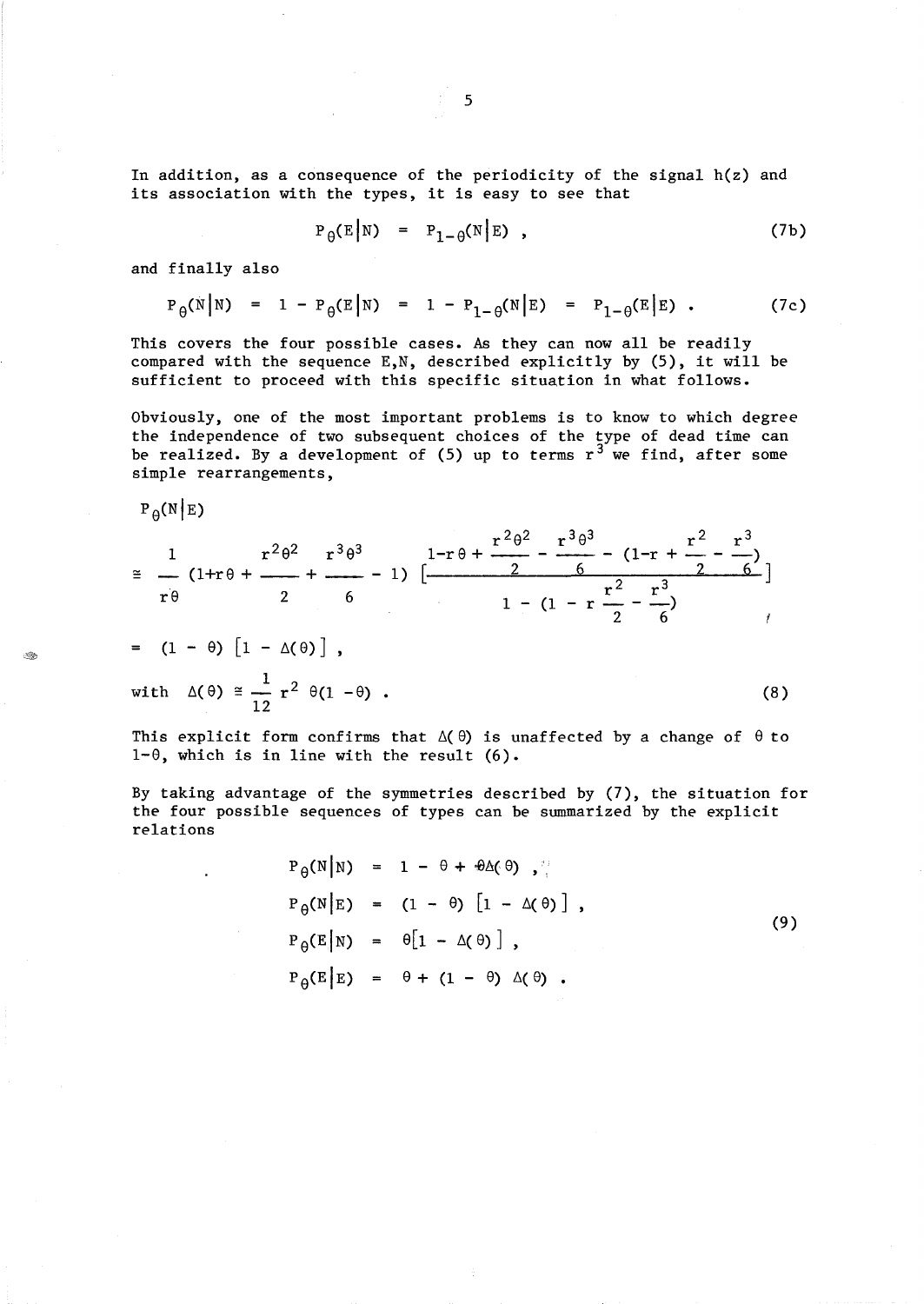In addition, as a consequence of the periodicity of the signal $h(z)$ and its association with the types, it is easy to see that

$$P_\theta(E|N) = P_{1-\theta}(N|E) , \tag{7b}$$

and finally also

$$P_\theta(N|N) = 1 - P_\theta(E|N) = 1 - P_{1-\theta}(N|E) = P_{1-\theta}(E|E) . \tag{7c}$$

This covers the four possible cases. As they can now all be readily compared with the sequence E,N, described explicitly by (5), it will be sufficient to proceed with this specific situation in what follows.

Obviously, one of the most important problems is to know to which degree the independence of two subsequent choices of the type of dead time can be realized. By a development of (5) up to terms $r^3$ we find, after some simple rearrangements,

$$P_\theta(N|E)$$

$$\cong \frac{1}{r\theta}\left(1 + r\theta + \frac{r^2\theta^2}{2} + \frac{r^3\theta^3}{6} - 1\right)\left[\frac{1 - r\theta + \frac{r^2\theta^2}{2} - \frac{r^3\theta^3}{6} - \left(1 - r + \frac{r^2}{2} - \frac{r^3}{6}\right)}{1 - \left(1 - r\frac{r^2}{2} - \frac{r^3}{6}\right)}\right]$$

$$= (1 - \theta)\left[1 - \Delta(\theta)\right] ,$$

$$\text{with } \Delta(\theta) \cong \frac{1}{12} r^2 \theta(1 - \theta) . \tag{8}$$

This explicit form confirms that $\Delta(\theta)$ is unaffected by a change of $\theta$ to $1-\theta$, which is in line with the result (6).

By taking advantage of the symmetries described by (7), the situation for the four possible sequences of types can be summarized by the explicit relations

$$\begin{aligned}
P_\theta(N|N) &= 1 - \theta + \theta\Delta(\theta) , \\
P_\theta(N|E) &= (1 - \theta)\left[1 - \Delta(\theta)\right] , \\
P_\theta(E|N) &= \theta\left[1 - \Delta(\theta)\right] , \\
P_\theta(E|E) &= \theta + (1 - \theta)\,\Delta(\theta) .
\end{aligned} \tag{9}$$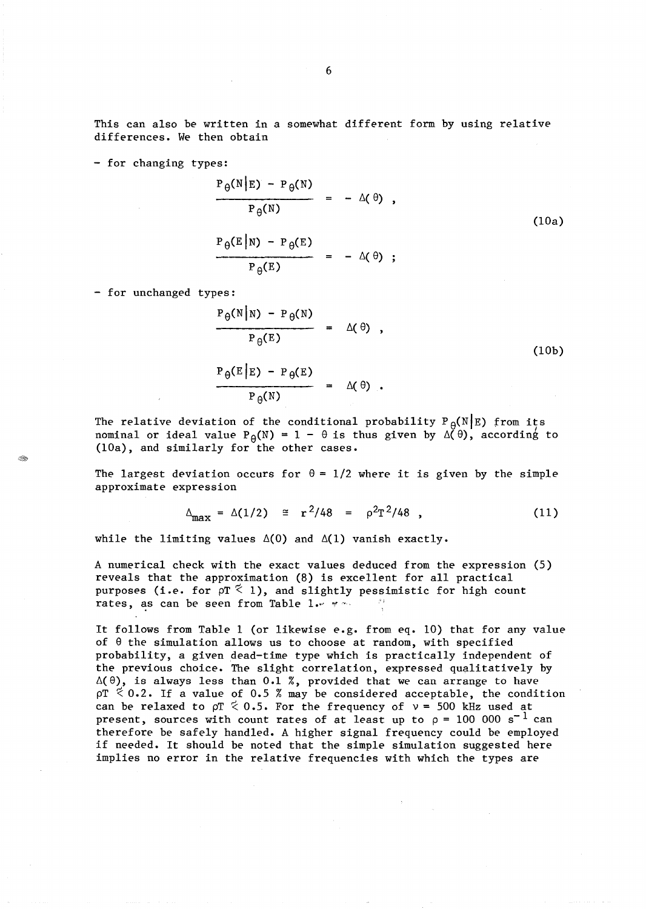This can also be written in a somewhat different form by using relative differences. We then obtain

- for changing types:

$$\frac{P_\theta(N|E) - P_\theta(N)}{P_\theta(N)} = -\Delta(\theta) ,$$

$$\frac{P_\theta(E|N) - P_\theta(E)}{P_\theta(E)} = -\Delta(\theta) ; \tag{10a}$$

- for unchanged types:

$$\frac{P_\theta(N|N) - P_\theta(N)}{P_\theta(E)} = \Delta(\theta) ,$$

$$\frac{P_\theta(E|E) - P_\theta(E)}{P_\theta(N)} = \Delta(\theta) . \tag{10b}$$

The relative deviation of the conditional probability $P_\theta(N|E)$ from its nominal or ideal value $P_\theta(N) = 1 - \theta$ is thus given by $\Delta(\theta)$, according to (10a), and similarly for the other cases.

The largest deviation occurs for $\theta = 1/2$ where it is given by the simple approximate expression

$$\Delta_{max} = \Delta(1/2) \cong r^2/48 = \rho^2 T^2/48 , \tag{11}$$

while the limiting values $\Delta(0)$ and $\Delta(1)$ vanish exactly.

A numerical check with the exact values deduced from the expression (5) reveals that the approximation (8) is excellent for all practical purposes (i.e. for $\rho T \lesssim 1$), and slightly pessimistic for high count rates, as can be seen from Table 1.

It follows from Table 1 (or likewise e.g. from eq. 10) that for any value of $\theta$ the simulation allows us to choose at random, with specified probability, a given dead-time type which is practically independent of the previous choice. The slight correlation, expressed qualitatively by $\Delta(\theta)$, is always less than 0.1 %, provided that we can arrange to have $\rho T \lesssim 0.2$. If a value of 0.5 % may be considered acceptable, the condition can be relaxed to $\rho T \lesssim 0.5$. For the frequency of $\nu = 500$ kHz used at present, sources with count rates of at least up to $\rho = 100\ 000\ s^{-1}$ can therefore be safely handled. A higher signal frequency could be employed if needed. It should be noted that the simple simulation suggested here implies no error in the relative frequencies with which the types are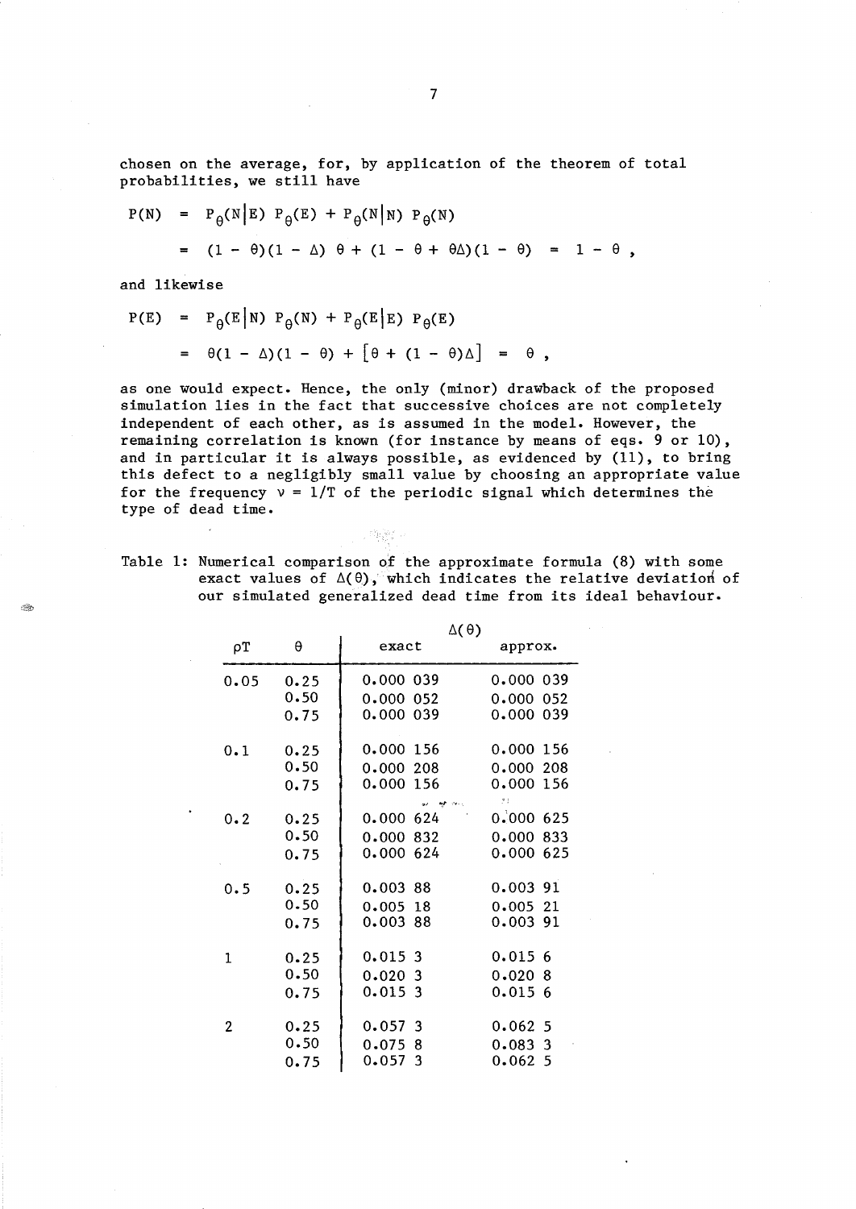chosen on the average, for, by application of the theorem of total probabilities, we still have

$$
\begin{aligned}
P(N) &= P_\theta(N|E)\, P_\theta(E) + P_\theta(N|N)\, P_\theta(N) \\
&= (1-\theta)(1-\Delta)\,\theta + (1-\theta+\theta\Delta)(1-\theta) = 1-\theta\,,
\end{aligned}
$$

and likewise

$$
\begin{aligned}
P(E) &= P_\theta(E|N)\, P_\theta(N) + P_\theta(E|E)\, P_\theta(E) \\
&= \theta(1-\Delta)(1-\theta) + \left[\theta + (1-\theta)\Delta\right] = \theta\,,
\end{aligned}
$$

as one would expect. Hence, the only (minor) drawback of the proposed simulation lies in the fact that successive choices are not completely independent of each other, as is assumed in the model. However, the remaining correlation is known (for instance by means of eqs. 9 or 10), and in particular it is always possible, as evidenced by (11), to bring this defect to a negligibly small value by choosing an appropriate value for the frequency $\nu = 1/T$ of the periodic signal which determines the type of dead time.

Table 1: Numerical comparison of the approximate formula (8) with some exact values of $\Delta(\theta)$, which indicates the relative deviation of our simulated generalized dead time from its ideal behaviour.

| $\rho T$ | $\theta$ | $\Delta(\theta)$ exact | $\Delta(\theta)$ approx. |
|---|---|---|---|
| 0.05 | 0.25 | 0.000 039 | 0.000 039 |
| | 0.50 | 0.000 052 | 0.000 052 |
| | 0.75 | 0.000 039 | 0.000 039 |
| 0.1 | 0.25 | 0.000 156 | 0.000 156 |
| | 0.50 | 0.000 208 | 0.000 208 |
| | 0.75 | 0.000 156 | 0.000 156 |
| 0.2 | 0.25 | 0.000 624 | 0.000 625 |
| | 0.50 | 0.000 832 | 0.000 833 |
| | 0.75 | 0.000 624 | 0.000 625 |
| 0.5 | 0.25 | 0.003 88 | 0.003 91 |
| | 0.50 | 0.005 18 | 0.005 21 |
| | 0.75 | 0.003 88 | 0.003 91 |
| 1 | 0.25 | 0.015 3 | 0.015 6 |
| | 0.50 | 0.020 3 | 0.020 8 |
| | 0.75 | 0.015 3 | 0.015 6 |
| 2 | 0.25 | 0.057 3 | 0.062 5 |
| | 0.50 | 0.075 8 | 0.083 3 |
| | 0.75 | 0.057 3 | 0.062 5 |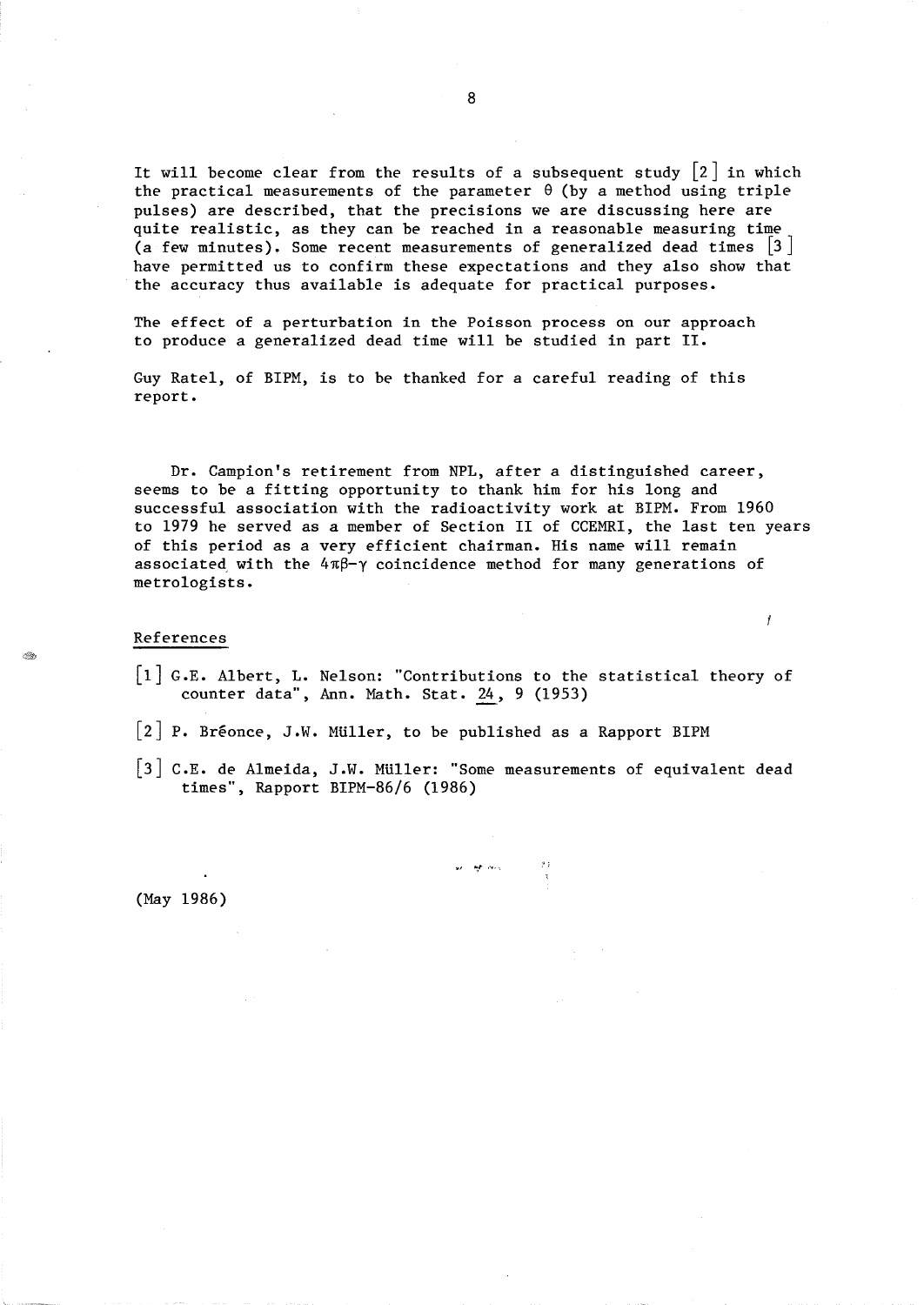It will become clear from the results of a subsequent study [2] in which the practical measurements of the parameter $\theta$ (by a method using triple pulses) are described, that the precisions we are discussing here are quite realistic, as they can be reached in a reasonable measuring time (a few minutes). Some recent measurements of generalized dead times [3] have permitted us to confirm these expectations and they also show that the accuracy thus available is adequate for practical purposes.

The effect of a perturbation in the Poisson process on our approach to produce a generalized dead time will be studied in part II.

Guy Ratel, of BIPM, is to be thanked for a careful reading of this report.

Dr. Campion's retirement from NPL, after a distinguished career, seems to be a fitting opportunity to thank him for his long and successful association with the radioactivity work at BIPM. From 1960 to 1979 he served as a member of Section II of CCEMRI, the last ten years of this period as a very efficient chairman. His name will remain associated with the $4\pi\beta-\gamma$ coincidence method for many generations of metrologists.

## References

[1] G.E. Albert, L. Nelson: "Contributions to the statistical theory of counter data", Ann. Math. Stat. 24, 9 (1953)

[2] P. Bréonce, J.W. Müller, to be published as a Rapport BIPM

[3] C.E. de Almeida, J.W. Müller: "Some measurements of equivalent dead times", Rapport BIPM-86/6 (1986)

(May 1986)